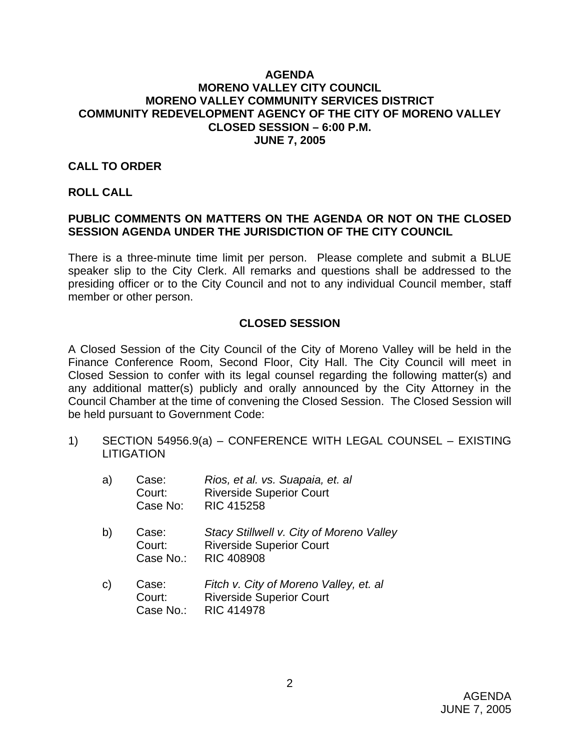# AGENDA
# MORENO VALLEY CITY COUNCIL
# MORENO VALLEY COMMUNITY SERVICES DISTRICT
# COMMUNITY REDEVELOPMENT AGENCY OF THE CITY OF MORENO VALLEY
# CLOSED SESSION – 6:00 P.M.
# JUNE 7, 2005

**CALL TO ORDER**

**ROLL CALL**

**PUBLIC COMMENTS ON MATTERS ON THE AGENDA OR NOT ON THE CLOSED SESSION AGENDA UNDER THE JURISDICTION OF THE CITY COUNCIL**

There is a three-minute time limit per person. Please complete and submit a BLUE speaker slip to the City Clerk. All remarks and questions shall be addressed to the presiding officer or to the City Council and not to any individual Council member, staff member or other person.

## CLOSED SESSION

A Closed Session of the City Council of the City of Moreno Valley will be held in the Finance Conference Room, Second Floor, City Hall. The City Council will meet in Closed Session to confer with its legal counsel regarding the following matter(s) and any additional matter(s) publicly and orally announced by the City Attorney in the Council Chamber at the time of convening the Closed Session. The Closed Session will be held pursuant to Government Code:

1) SECTION 54956.9(a) – CONFERENCE WITH LEGAL COUNSEL – EXISTING LITIGATION

   a) Case: *Rios, et al. vs. Suapaia, et. al*
      Court: Riverside Superior Court
      Case No: RIC 415258

   b) Case: *Stacy Stillwell v. City of Moreno Valley*
      Court: Riverside Superior Court
      Case No.: RIC 408908

   c) Case: *Fitch v. City of Moreno Valley, et. al*
      Court: Riverside Superior Court
      Case No.: RIC 414978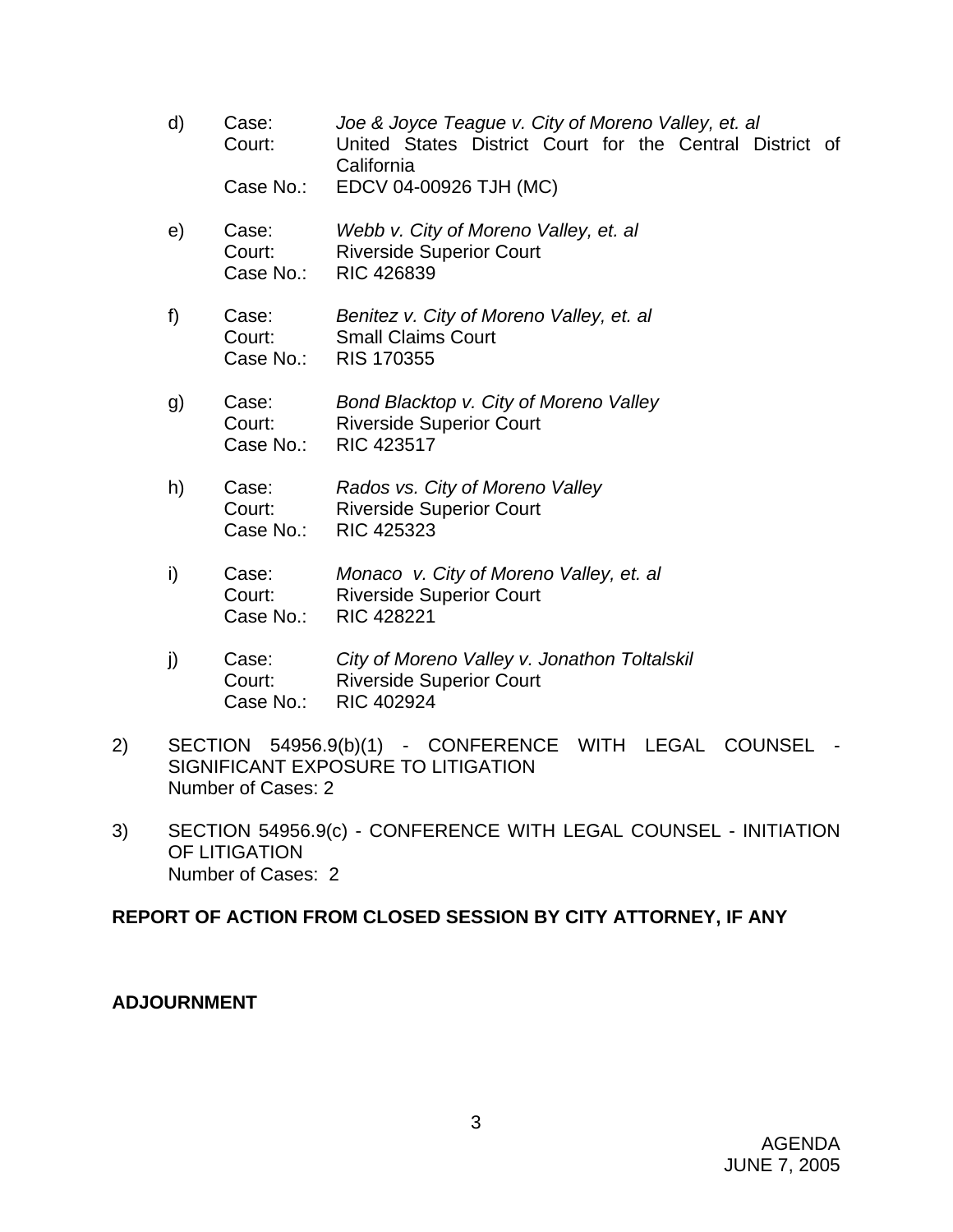d) Case: *Joe & Joyce Teague v. City of Moreno Valley, et. al*
   Court: United States District Court for the Central District of California
   Case No.: EDCV 04-00926 TJH (MC)

e) Case: *Webb v. City of Moreno Valley, et. al*
   Court: Riverside Superior Court
   Case No.: RIC 426839

f) Case: *Benitez v. City of Moreno Valley, et. al*
   Court: Small Claims Court
   Case No.: RIS 170355

g) Case: *Bond Blacktop v. City of Moreno Valley*
   Court: Riverside Superior Court
   Case No.: RIC 423517

h) Case: *Rados vs. City of Moreno Valley*
   Court: Riverside Superior Court
   Case No.: RIC 425323

i) Case: *Monaco v. City of Moreno Valley, et. al*
   Court: Riverside Superior Court
   Case No.: RIC 428221

j) Case: *City of Moreno Valley v. Jonathon Toltalskil*
   Court: Riverside Superior Court
   Case No.: RIC 402924

2) SECTION 54956.9(b)(1) - CONFERENCE WITH LEGAL COUNSEL - SIGNIFICANT EXPOSURE TO LITIGATION
   Number of Cases: 2

3) SECTION 54956.9(c) - CONFERENCE WITH LEGAL COUNSEL - INITIATION OF LITIGATION
   Number of Cases: 2

**REPORT OF ACTION FROM CLOSED SESSION BY CITY ATTORNEY, IF ANY**

**ADJOURNMENT**